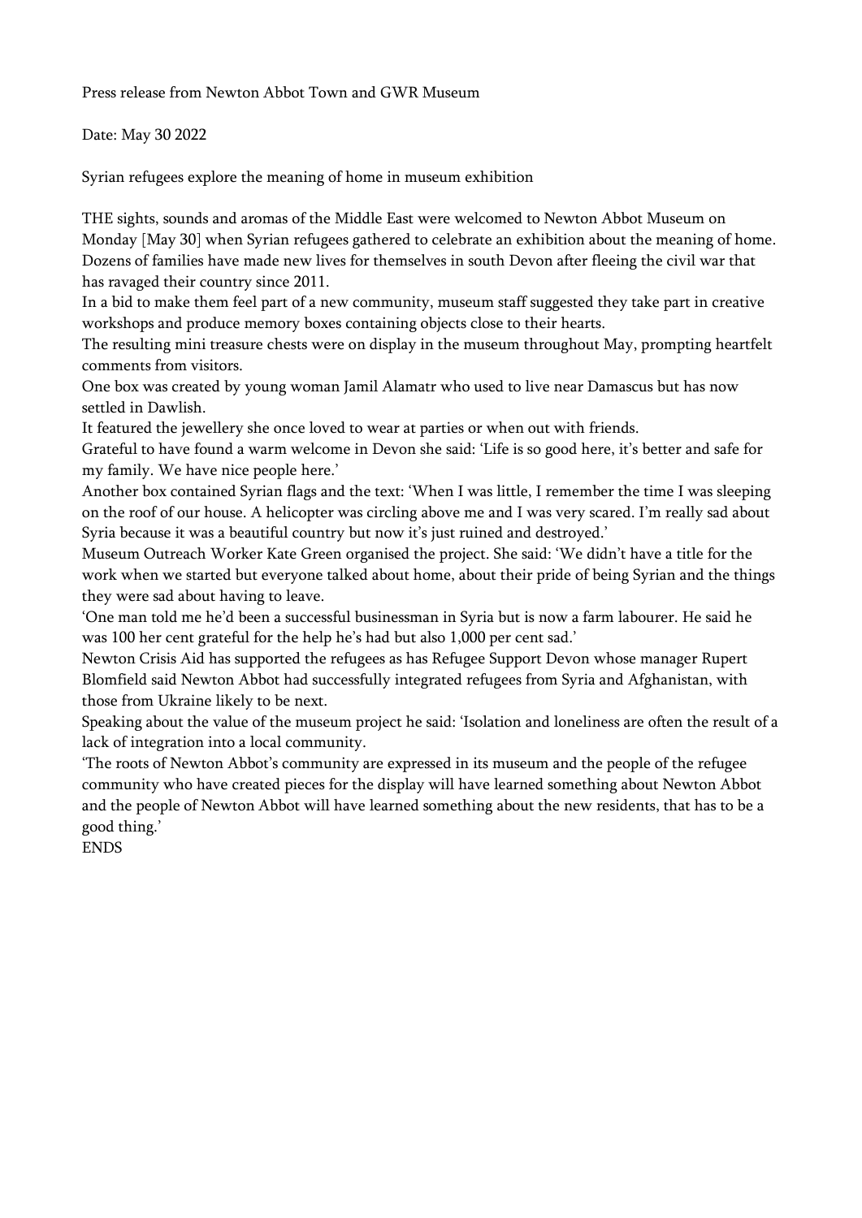Press release from Newton Abbot Town and GWR Museum

Date: May 30 2022

Syrian refugees explore the meaning of home in museum exhibition

THE sights, sounds and aromas of the Middle East were welcomed to Newton Abbot Museum on Monday [May 30] when Syrian refugees gathered to celebrate an exhibition about the meaning of home.

Dozens of families have made new lives for themselves in south Devon after fleeing the civil war that has ravaged their country since 2011.

In a bid to make them feel part of a new community, museum staff suggested they take part in creative workshops and produce memory boxes containing objects close to their hearts.

The resulting mini treasure chests were on display in the museum throughout May, prompting heartfelt comments from visitors.

One box was created by young woman Jamil Alamatr who used to live near Damascus but has now settled in Dawlish.

It featured the jewellery she once loved to wear at parties or when out with friends.

Grateful to have found a warm welcome in Devon she said: 'Life is so good here, it's better and safe for my family. We have nice people here.'

Another box contained Syrian flags and the text: 'When I was little, I remember the time I was sleeping on the roof of our house. A helicopter was circling above me and I was very scared. I'm really sad about Syria because it was a beautiful country but now it's just ruined and destroyed.'

Museum Outreach Worker Kate Green organised the project. She said: 'We didn't have a title for the work when we started but everyone talked about home, about their pride of being Syrian and the things they were sad about having to leave.

'One man told me he'd been a successful businessman in Syria but is now a farm labourer. He said he was 100 her cent grateful for the help he's had but also 1,000 per cent sad.'

Newton Crisis Aid has supported the refugees as has Refugee Support Devon whose manager Rupert Blomfield said Newton Abbot had successfully integrated refugees from Syria and Afghanistan, with those from Ukraine likely to be next.

Speaking about the value of the museum project he said: 'Isolation and loneliness are often the result of a lack of integration into a local community.

'The roots of Newton Abbot's community are expressed in its museum and the people of the refugee community who have created pieces for the display will have learned something about Newton Abbot and the people of Newton Abbot will have learned something about the new residents, that has to be a good thing.'

ENDS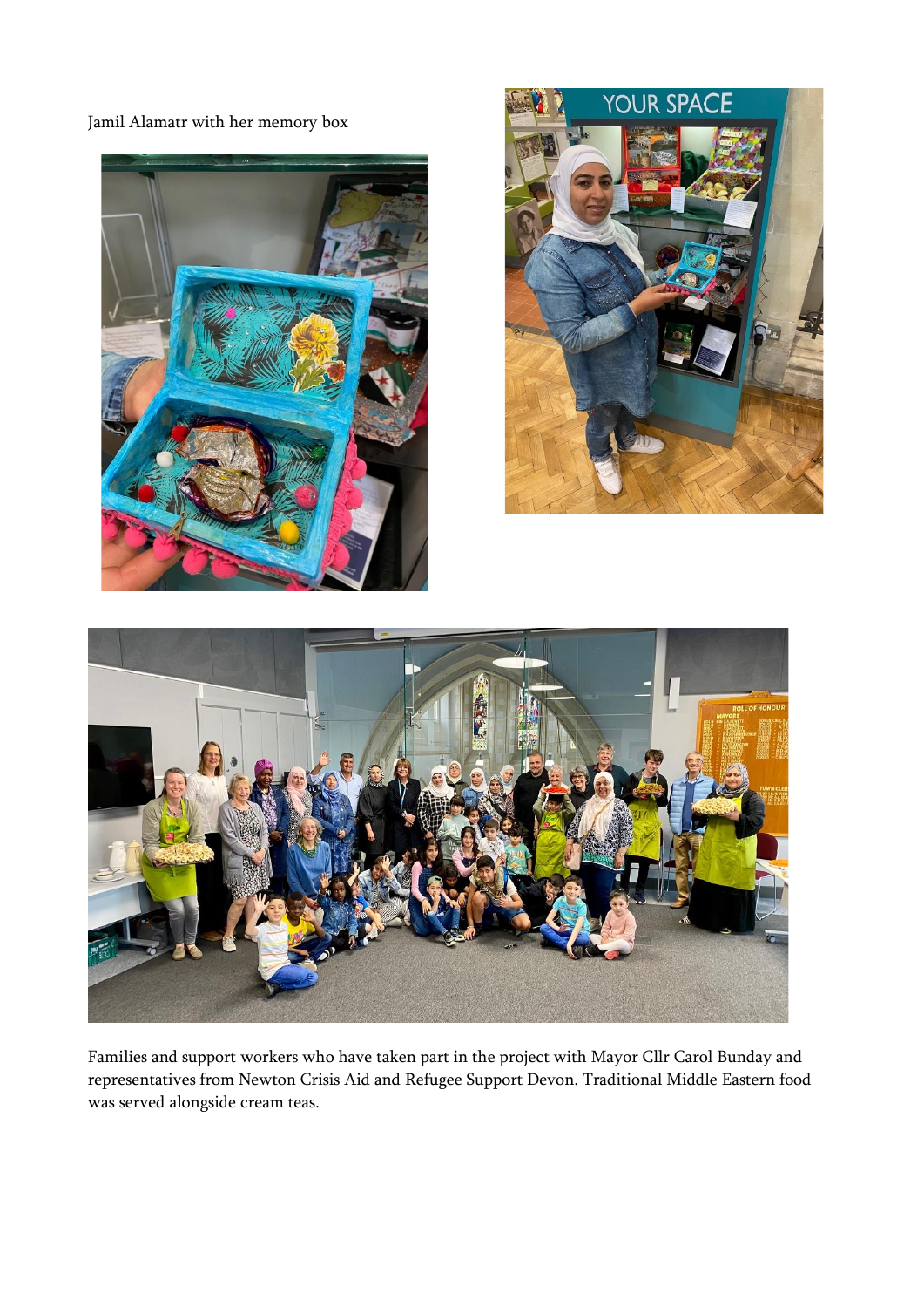Jamil Alamatr with her memory box

Families and support workers who have taken part in the project with Mayor Cllr Carol Bunday and representatives from Newton Crisis Aid and Refugee Support Devon. Traditional Middle Eastern food was served alongside cream teas.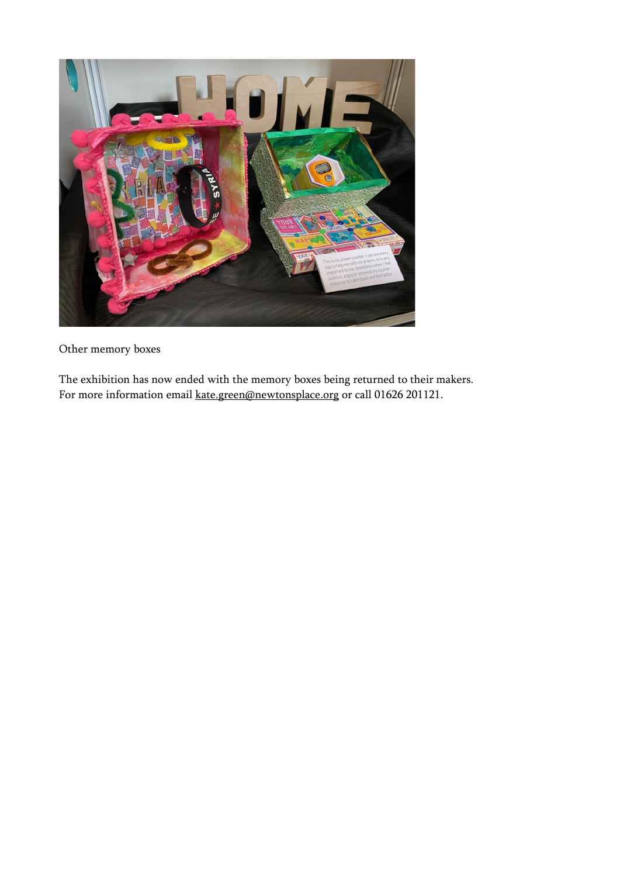Other memory boxes

The exhibition has now ended with the memory boxes being returned to their makers.
For more information email kate.green@newtonsplace.org or call 01626 201121.